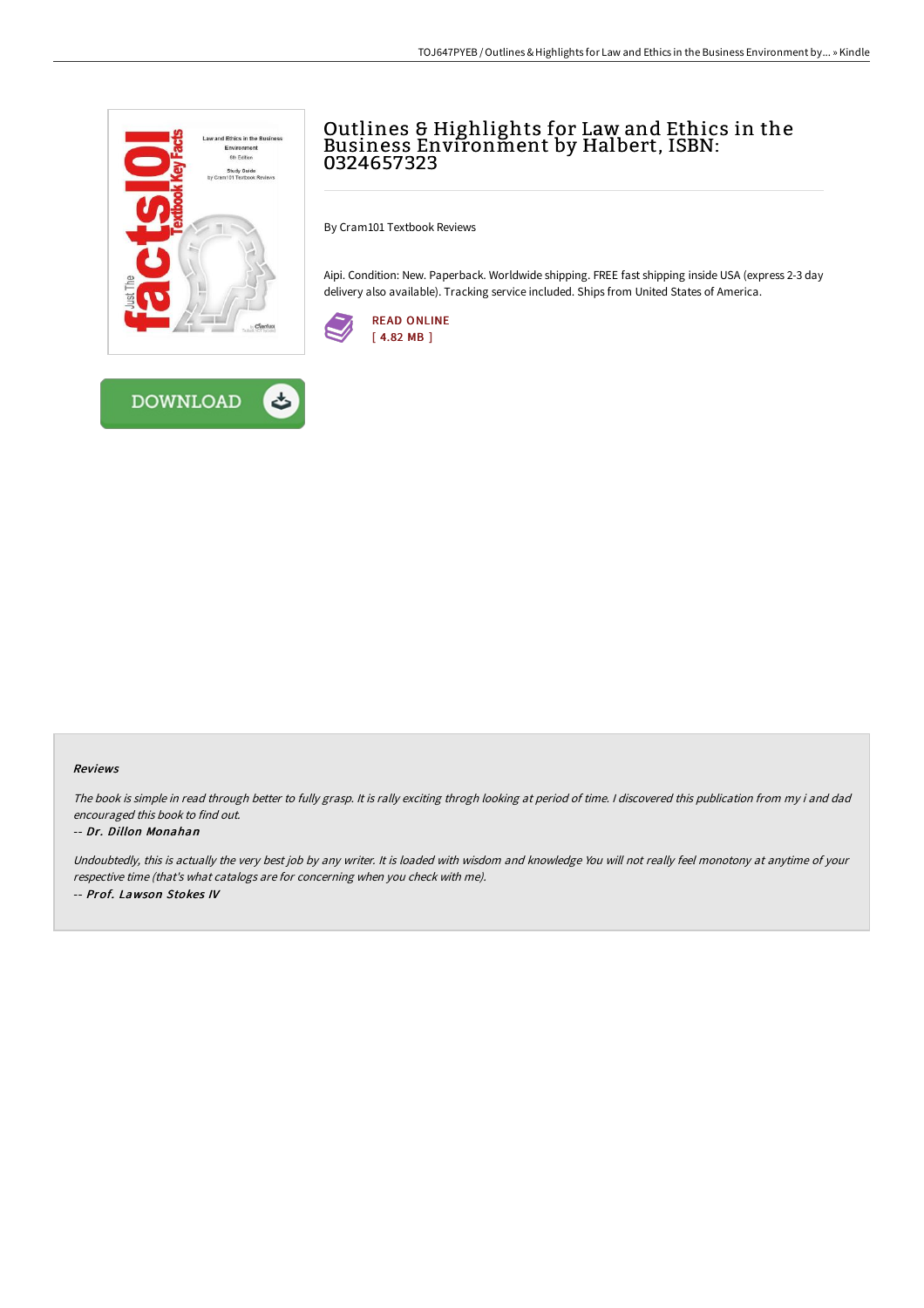# Outlines & Highlights for Law and Ethics in the Business Environment by Halbert, ISBN: 0324657323

By Cram101 Textbook Reviews

Aipi. Condition: New. Paperback. Worldwide shipping. FREE fast shipping inside USA (express 2-3 day delivery also available). Tracking service included. Ships from United States of America.

READ ONLINE
[ 4.82 MB ]

DOWNLOAD

### Reviews

*The book is simple in read through better to fully grasp. It is rally exciting throgh looking at period of time. I discovered this publication from my i and dad encouraged this book to find out.*

-- ***Dr. Dillon Monahan***

*Undoubtedly, this is actually the very best job by any writer. It is loaded with wisdom and knowledge You will not really feel monotony at anytime of your respective time (that's what catalogs are for concerning when you check with me).*

-- ***Prof. Lawson Stokes IV***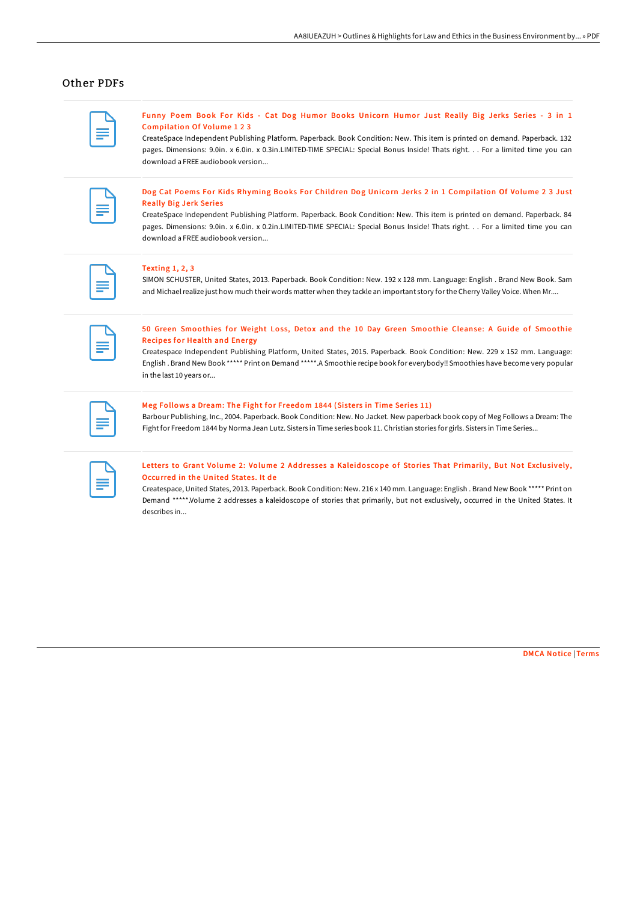## Other PDFs

**Funny Poem Book For Kids - Cat Dog Humor Books Unicorn Humor Just Really Big Jerks Series - 3 in 1 Compilation Of Volume 1 2 3**

CreateSpace Independent Publishing Platform. Paperback. Book Condition: New. This item is printed on demand. Paperback. 132 pages. Dimensions: 9.0in. x 6.0in. x 0.3in.LIMITED-TIME SPECIAL: Special Bonus Inside! Thats right. . . For a limited time you can download a FREE audiobook version...

**Dog Cat Poems For Kids Rhyming Books For Children Dog Unicorn Jerks 2 in 1 Compilation Of Volume 2 3 Just Really Big Jerk Series**

CreateSpace Independent Publishing Platform. Paperback. Book Condition: New. This item is printed on demand. Paperback. 84 pages. Dimensions: 9.0in. x 6.0in. x 0.2in.LIMITED-TIME SPECIAL: Special Bonus Inside! Thats right. . . For a limited time you can download a FREE audiobook version...

**Texting 1, 2, 3**

SIMON SCHUSTER, United States, 2013. Paperback. Book Condition: New. 192 x 128 mm. Language: English . Brand New Book. Sam and Michael realize just how much their words matter when they tackle an important story for the Cherry Valley Voice. When Mr....

**50 Green Smoothies for Weight Loss, Detox and the 10 Day Green Smoothie Cleanse: A Guide of Smoothie Recipes for Health and Energy**

Createspace Independent Publishing Platform, United States, 2015. Paperback. Book Condition: New. 229 x 152 mm. Language: English . Brand New Book ***** Print on Demand *****.A Smoothie recipe book for everybody!! Smoothies have become very popular in the last 10 years or...

**Meg Follows a Dream: The Fight for Freedom 1844 (Sisters in Time Series 11)**

Barbour Publishing, Inc., 2004. Paperback. Book Condition: New. No Jacket. New paperback book copy of Meg Follows a Dream: The Fight for Freedom 1844 by Norma Jean Lutz. Sisters in Time series book 11. Christian stories for girls. Sisters in Time Series...

**Letters to Grant Volume 2: Volume 2 Addresses a Kaleidoscope of Stories That Primarily, But Not Exclusively, Occurred in the United States. It de**

Createspace, United States, 2013. Paperback. Book Condition: New. 216 x 140 mm. Language: English . Brand New Book ***** Print on Demand *****.Volume 2 addresses a kaleidoscope of stories that primarily, but not exclusively, occurred in the United States. It describes in...

DMCA Notice | Terms